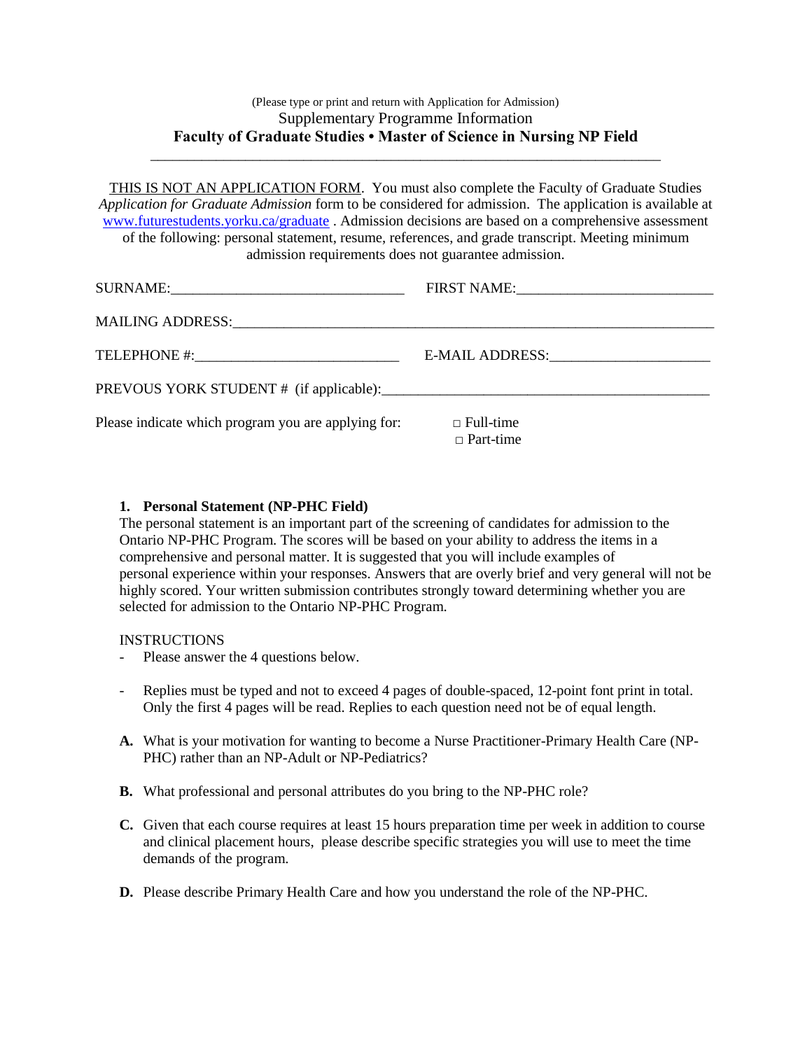(Please type or print and return with Application for Admission)

Supplementary Programme Information

**Faculty of Graduate Studies • Master of Science in Nursing NP Field**

---

THIS IS NOT AN APPLICATION FORM. You must also complete the Faculty of Graduate Studies *Application for Graduate Admission* form to be considered for admission. The application is available at www.futurestudents.yorku.ca/graduate . Admission decisions are based on a comprehensive assessment of the following: personal statement, resume, references, and grade transcript. Meeting minimum admission requirements does not guarantee admission.

SURNAME:________________________________ FIRST NAME:___________________________

MAILING ADDRESS:_____________________________________________________________________

TELEPHONE #:____________________________ E-MAIL ADDRESS:_____________________

PREVOUS YORK STUDENT # (if applicable):______________________________________________

Please indicate which program you are applying for: □ Full-time □ Part-time

**1. Personal Statement (NP-PHC Field)**

The personal statement is an important part of the screening of candidates for admission to the Ontario NP-PHC Program. The scores will be based on your ability to address the items in a comprehensive and personal matter. It is suggested that you will include examples of personal experience within your responses. Answers that are overly brief and very general will not be highly scored. Your written submission contributes strongly toward determining whether you are selected for admission to the Ontario NP-PHC Program.

INSTRUCTIONS

- Please answer the 4 questions below.
- Replies must be typed and not to exceed 4 pages of double-spaced, 12-point font print in total. Only the first 4 pages will be read. Replies to each question need not be of equal length.

**A.** What is your motivation for wanting to become a Nurse Practitioner-Primary Health Care (NP-PHC) rather than an NP-Adult or NP-Pediatrics?

**B.** What professional and personal attributes do you bring to the NP-PHC role?

**C.** Given that each course requires at least 15 hours preparation time per week in addition to course and clinical placement hours, please describe specific strategies you will use to meet the time demands of the program.

**D.** Please describe Primary Health Care and how you understand the role of the NP-PHC.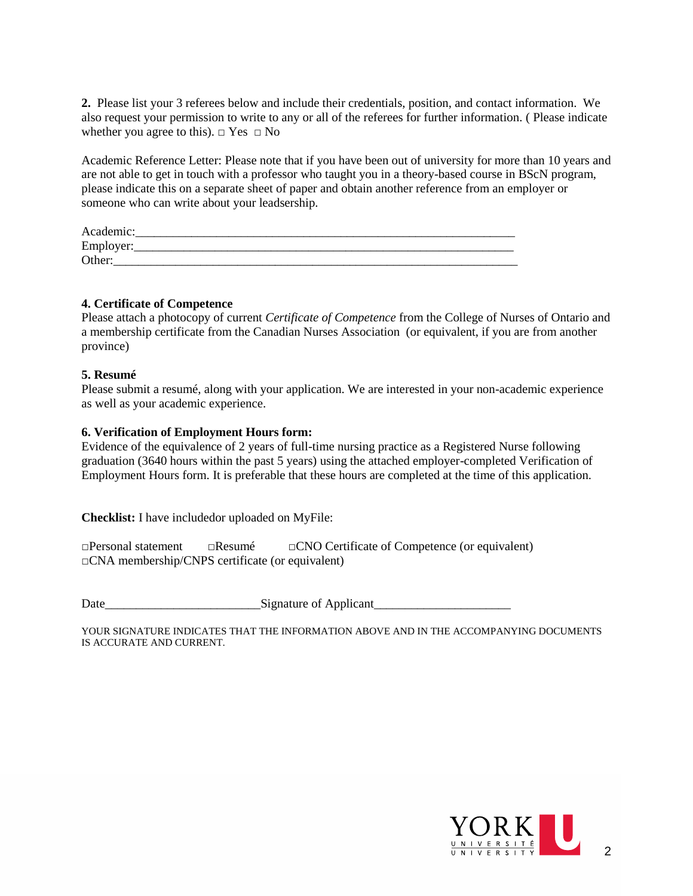**2.** Please list your 3 referees below and include their credentials, position, and contact information. We also request your permission to write to any or all of the referees for further information. ( Please indicate whether you agree to this). □ Yes □ No

Academic Reference Letter: Please note that if you have been out of university for more than 10 years and are not able to get in touch with a professor who taught you in a theory-based course in BScN program, please indicate this on a separate sheet of paper and obtain another reference from an employer or someone who can write about your leadsership.

Academic:_______________________________________________________________

Employer:_______________________________________________________________

Other:__________________________________________________________________

**4. Certificate of Competence**

Please attach a photocopy of current *Certificate of Competence* from the College of Nurses of Ontario and a membership certificate from the Canadian Nurses Association (or equivalent, if you are from another province)

**5. Resumé**

Please submit a resumé, along with your application. We are interested in your non-academic experience as well as your academic experience.

**6. Verification of Employment Hours form:**

Evidence of the equivalence of 2 years of full-time nursing practice as a Registered Nurse following graduation (3640 hours within the past 5 years) using the attached employer-completed Verification of Employment Hours form. It is preferable that these hours are completed at the time of this application.

**Checklist:** I have includedor uploaded on MyFile:

□Personal statement □Resumé □CNO Certificate of Competence (or equivalent)
□CNA membership/CNPS certificate (or equivalent)

Date________________________Signature of Applicant_____________________

YOUR SIGNATURE INDICATES THAT THE INFORMATION ABOVE AND IN THE ACCOMPANYING DOCUMENTS IS ACCURATE AND CURRENT.